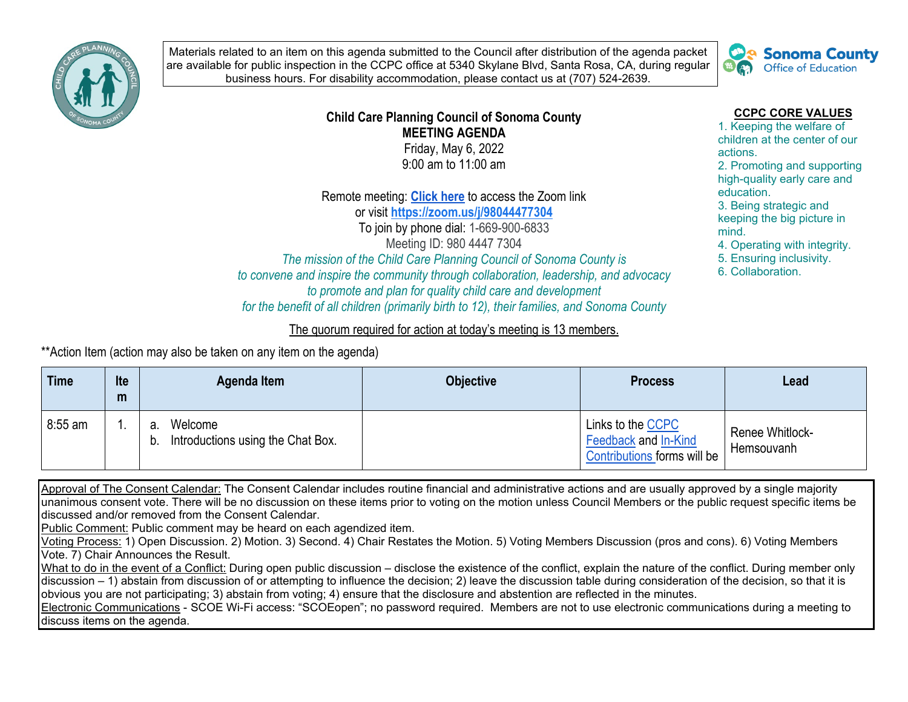Materials related to an item on this agenda submitted to the Council after distribution of the agenda packet are available for public inspection in the CCPC office at 5340 Skylane Blvd, Santa Rosa, CA, during regular business hours. For disability accommodation, please contact us at (707) 524-2639.

Sonoma County Office of Education

**Child Care Planning Council of Sonoma County**
**MEETING AGENDA**
Friday, May 6, 2022
9:00 am to 11:00 am

Remote meeting: **Click here** to access the Zoom link
or visit **https://zoom.us/j/98044477304**
To join by phone dial: 1-669-900-6833
Meeting ID: 980 4447 7304

*The mission of the Child Care Planning Council of Sonoma County is to convene and inspire the community through collaboration, leadership, and advocacy to promote and plan for quality child care and development for the benefit of all children (primarily birth to 12), their families, and Sonoma County*

**CCPC CORE VALUES**

1. Keeping the welfare of children at the center of our actions.
2. Promoting and supporting high-quality early care and education.
3. Being strategic and keeping the big picture in mind.
4. Operating with integrity.
5. Ensuring inclusivity.
6. Collaboration.

The quorum required for action at today's meeting is 13 members.

**Action Item (action may also be taken on any item on the agenda)

| Time | Item | Agenda Item | Objective | Process | Lead |
|---|---|---|---|---|---|
| 8:55 am | 1. | a. Welcome<br>b. Introductions using the Chat Box. | | Links to the CCPC Feedback and In-Kind Contributions forms will be | Renee Whitlock-Hemsouvanh |

Approval of The Consent Calendar: The Consent Calendar includes routine financial and administrative actions and are usually approved by a single majority unanimous consent vote. There will be no discussion on these items prior to voting on the motion unless Council Members or the public request specific items be discussed and/or removed from the Consent Calendar.
Public Comment: Public comment may be heard on each agendized item.
Voting Process: 1) Open Discussion. 2) Motion. 3) Second. 4) Chair Restates the Motion. 5) Voting Members Discussion (pros and cons). 6) Voting Members Vote. 7) Chair Announces the Result.
What to do in the event of a Conflict: During open public discussion – disclose the existence of the conflict, explain the nature of the conflict. During member only discussion – 1) abstain from discussion of or attempting to influence the decision; 2) leave the discussion table during consideration of the decision, so that it is obvious you are not participating; 3) abstain from voting; 4) ensure that the disclosure and abstention are reflected in the minutes.
Electronic Communications - SCOE Wi-Fi access: "SCOEopen"; no password required. Members are not to use electronic communications during a meeting to discuss items on the agenda.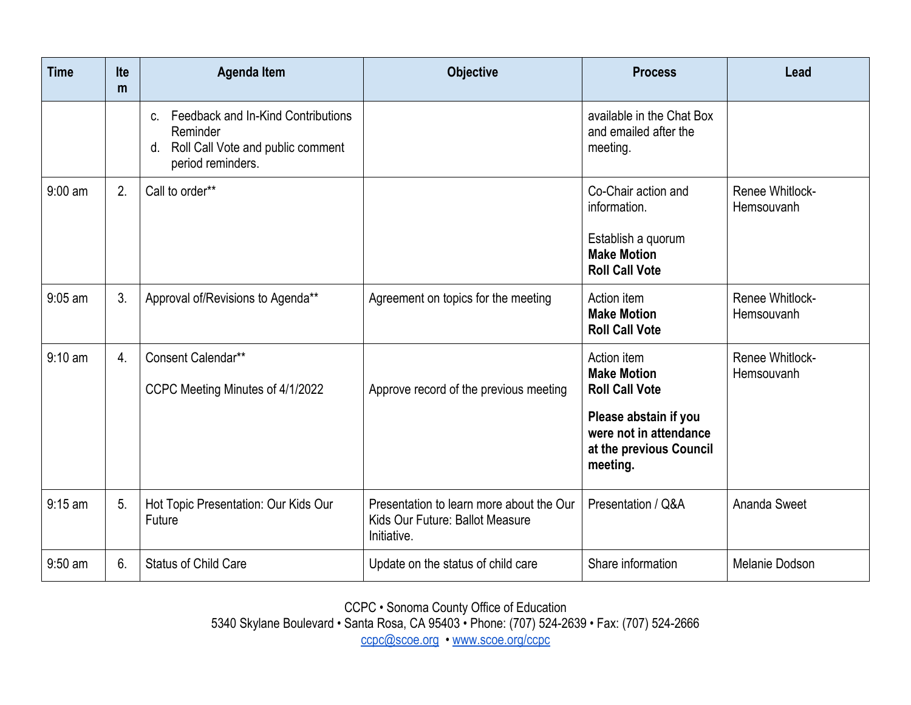| Time | Item | Agenda Item | Objective | Process | Lead |
|---|---|---|---|---|---|
| | | c. Feedback and In-Kind Contributions Reminder<br>d. Roll Call Vote and public comment period reminders. | | available in the Chat Box and emailed after the meeting. | |
| 9:00 am | 2. | Call to order** | | Co-Chair action and information.<br><br>Establish a quorum<br>**Make Motion**<br>**Roll Call Vote** | Renee Whitlock-Hemsouvanh |
| 9:05 am | 3. | Approval of/Revisions to Agenda** | Agreement on topics for the meeting | Action item<br>**Make Motion**<br>**Roll Call Vote** | Renee Whitlock-Hemsouvanh |
| 9:10 am | 4. | Consent Calendar**<br><br>CCPC Meeting Minutes of 4/1/2022 | Approve record of the previous meeting | Action item<br>**Make Motion**<br>**Roll Call Vote**<br><br>**Please abstain if you were not in attendance at the previous Council meeting.** | Renee Whitlock-Hemsouvanh |
| 9:15 am | 5. | Hot Topic Presentation: Our Kids Our Future | Presentation to learn more about the Our Kids Our Future: Ballot Measure Initiative. | Presentation / Q&A | Ananda Sweet |
| 9:50 am | 6. | Status of Child Care | Update on the status of child care | Share information | Melanie Dodson |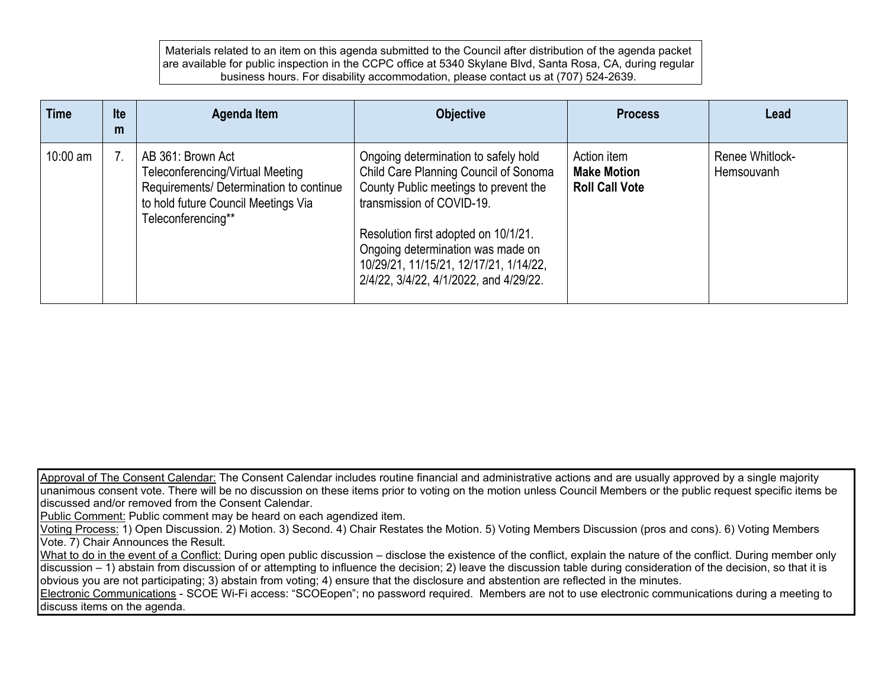Materials related to an item on this agenda submitted to the Council after distribution of the agenda packet are available for public inspection in the CCPC office at 5340 Skylane Blvd, Santa Rosa, CA, during regular business hours. For disability accommodation, please contact us at (707) 524-2639.

| Time | Item | Agenda Item | Objective | Process | Lead |
|---|---|---|---|---|---|
| 10:00 am | 7. | AB 361: Brown Act Teleconferencing/Virtual Meeting Requirements/ Determination to continue to hold future Council Meetings Via Teleconferencing** | Ongoing determination to safely hold Child Care Planning Council of Sonoma County Public meetings to prevent the transmission of COVID-19.<br><br>Resolution first adopted on 10/1/21. Ongoing determination was made on 10/29/21, 11/15/21, 12/17/21, 1/14/22, 2/4/22, 3/4/22, 4/1/2022, and 4/29/22. | Action item<br>**Make Motion**<br>**Roll Call Vote** | Renee Whitlock-Hemsouvanh |

Approval of The Consent Calendar: The Consent Calendar includes routine financial and administrative actions and are usually approved by a single majority unanimous consent vote. There will be no discussion on these items prior to voting on the motion unless Council Members or the public request specific items be discussed and/or removed from the Consent Calendar.
Public Comment: Public comment may be heard on each agendized item.
Voting Process: 1) Open Discussion. 2) Motion. 3) Second. 4) Chair Restates the Motion. 5) Voting Members Discussion (pros and cons). 6) Voting Members Vote. 7) Chair Announces the Result.
What to do in the event of a Conflict: During open public discussion – disclose the existence of the conflict, explain the nature of the conflict. During member only discussion – 1) abstain from discussion of or attempting to influence the decision; 2) leave the discussion table during consideration of the decision, so that it is obvious you are not participating; 3) abstain from voting; 4) ensure that the disclosure and abstention are reflected in the minutes.
Electronic Communications - SCOE Wi-Fi access: "SCOEopen"; no password required. Members are not to use electronic communications during a meeting to discuss items on the agenda.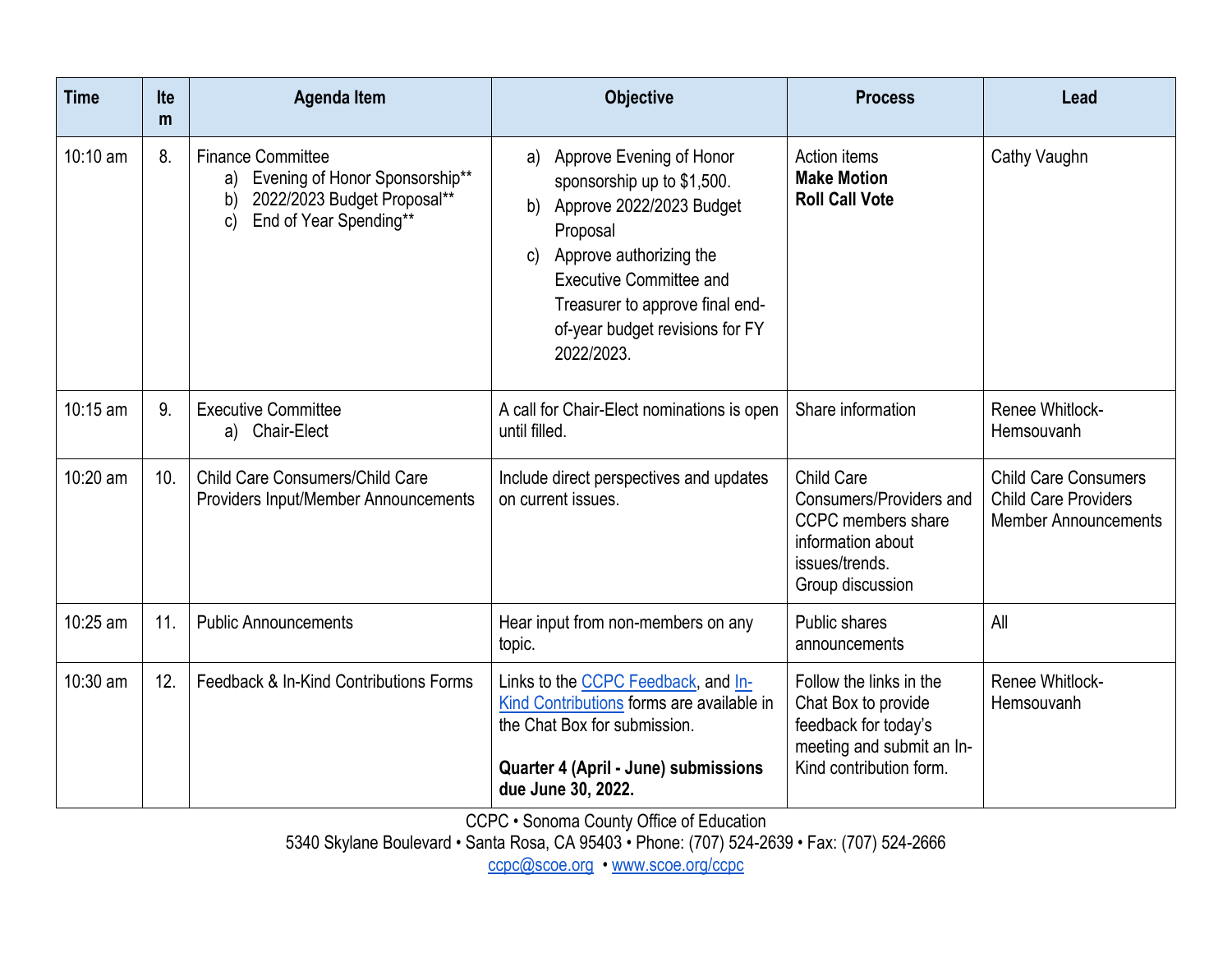| Time | Item | Agenda Item | Objective | Process | Lead |
|---|---|---|---|---|---|
| 10:10 am | 8. | Finance Committee<br>a) Evening of Honor Sponsorship**<br>b) 2022/2023 Budget Proposal**<br>c) End of Year Spending** | a) Approve Evening of Honor sponsorship up to $1,500.<br>b) Approve 2022/2023 Budget Proposal<br>c) Approve authorizing the Executive Committee and Treasurer to approve final end-of-year budget revisions for FY 2022/2023. | Action items<br>**Make Motion**<br>**Roll Call Vote** | Cathy Vaughn |
| 10:15 am | 9. | Executive Committee<br>a) Chair-Elect | A call for Chair-Elect nominations is open until filled. | Share information | Renee Whitlock-Hemsouvanh |
| 10:20 am | 10. | Child Care Consumers/Child Care Providers Input/Member Announcements | Include direct perspectives and updates on current issues. | Child Care Consumers/Providers and CCPC members share information about issues/trends.<br>Group discussion | Child Care Consumers<br>Child Care Providers<br>Member Announcements |
| 10:25 am | 11. | Public Announcements | Hear input from non-members on any topic. | Public shares announcements | All |
| 10:30 am | 12. | Feedback & In-Kind Contributions Forms | Links to the CCPC Feedback, and In-Kind Contributions forms are available in the Chat Box for submission.<br><br>**Quarter 4 (April - June) submissions due June 30, 2022.** | Follow the links in the Chat Box to provide feedback for today's meeting and submit an In-Kind contribution form. | Renee Whitlock-Hemsouvanh |

CCPC • Sonoma County Office of Education
5340 Skylane Boulevard • Santa Rosa, CA 95403 • Phone: (707) 524-2639 • Fax: (707) 524-2666
ccpc@scoe.org • www.scoe.org/ccpc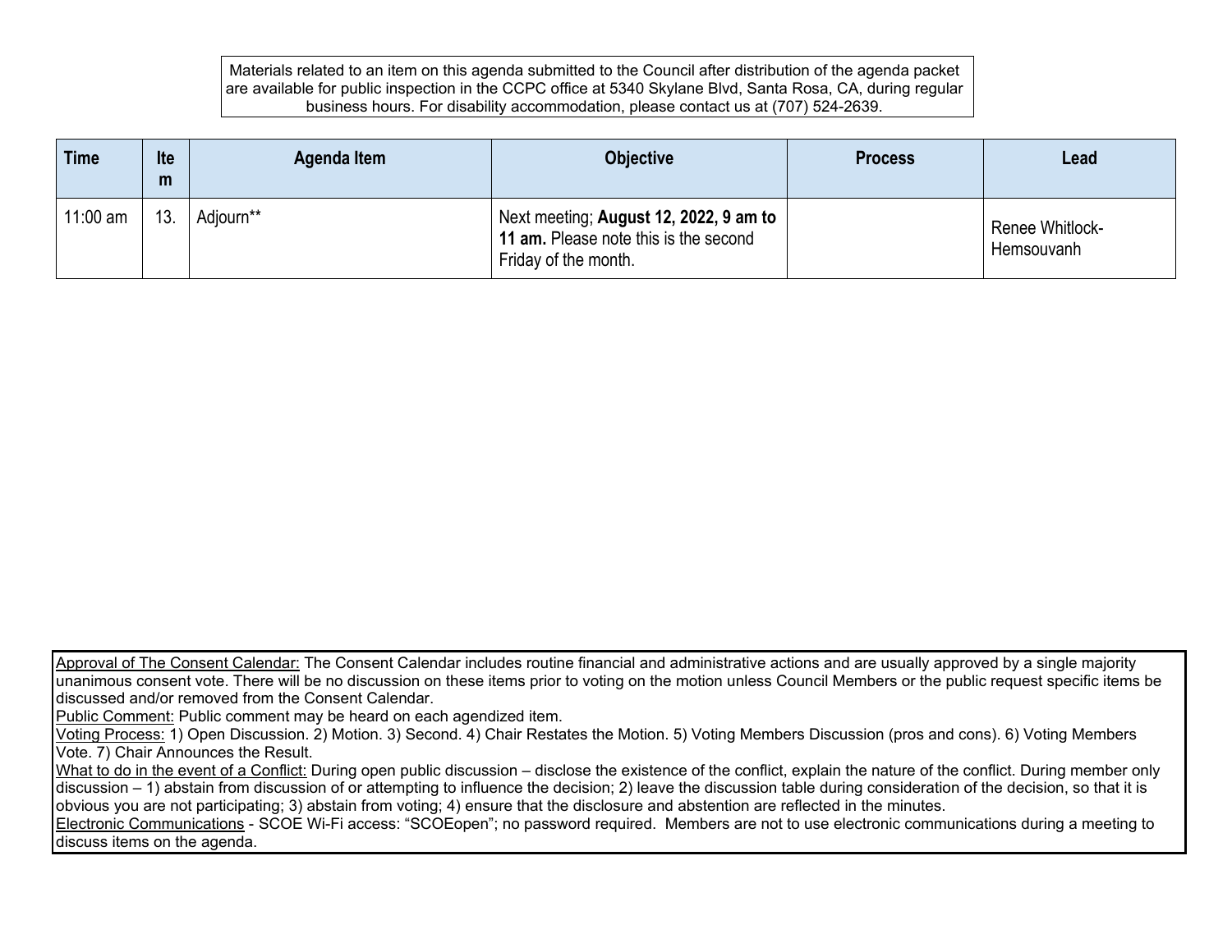Materials related to an item on this agenda submitted to the Council after distribution of the agenda packet are available for public inspection in the CCPC office at 5340 Skylane Blvd, Santa Rosa, CA, during regular business hours. For disability accommodation, please contact us at (707) 524-2639.

| Time | Item | Agenda Item | Objective | Process | Lead |
|---|---|---|---|---|---|
| 11:00 am | 13. | Adjourn** | Next meeting; **August 12, 2022, 9 am to 11 am.** Please note this is the second Friday of the month. | | Renee Whitlock-Hemsouvanh |

Approval of The Consent Calendar: The Consent Calendar includes routine financial and administrative actions and are usually approved by a single majority unanimous consent vote. There will be no discussion on these items prior to voting on the motion unless Council Members or the public request specific items be discussed and/or removed from the Consent Calendar.
Public Comment: Public comment may be heard on each agendized item.
Voting Process: 1) Open Discussion. 2) Motion. 3) Second. 4) Chair Restates the Motion. 5) Voting Members Discussion (pros and cons). 6) Voting Members Vote. 7) Chair Announces the Result.
What to do in the event of a Conflict: During open public discussion – disclose the existence of the conflict, explain the nature of the conflict. During member only discussion – 1) abstain from discussion of or attempting to influence the decision; 2) leave the discussion table during consideration of the decision, so that it is obvious you are not participating; 3) abstain from voting; 4) ensure that the disclosure and abstention are reflected in the minutes.
Electronic Communications - SCOE Wi-Fi access: “SCOEopen”; no password required. Members are not to use electronic communications during a meeting to discuss items on the agenda.